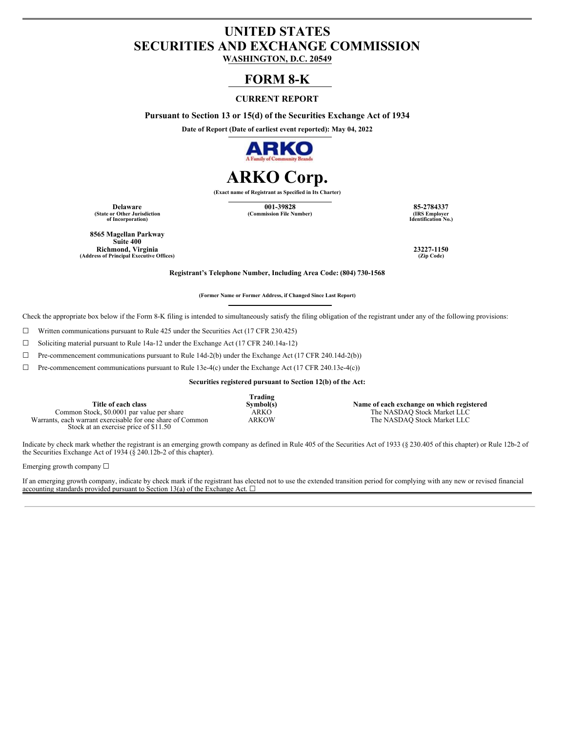# UNITED STATES
# SECURITIES AND EXCHANGE COMMISSION

**WASHINGTON, D.C. 20549**

## FORM 8-K

**CURRENT REPORT**

**Pursuant to Section 13 or 15(d) of the Securities Exchange Act of 1934**

**Date of Report (Date of earliest event reported): May 04, 2022**

# ARKO Corp.

**(Exact name of Registrant as Specified in Its Charter)**

| **Delaware** | **001-39828** | **85-2784337** |
|---|---|---|
| **(State or Other Jurisdiction of Incorporation)** | **(Commission File Number)** | **(IRS Employer Identification No.)** |

**8565 Magellan Parkway**
**Suite 400**
**Richmond, Virginia**
**(Address of Principal Executive Offices)**

**23227-1150**
**(Zip Code)**

**Registrant's Telephone Number, Including Area Code: (804) 730-1568**

**(Former Name or Former Address, if Changed Since Last Report)**

Check the appropriate box below if the Form 8-K filing is intended to simultaneously satisfy the filing obligation of the registrant under any of the following provisions:

☐ Written communications pursuant to Rule 425 under the Securities Act (17 CFR 230.425)

☐ Soliciting material pursuant to Rule 14a-12 under the Exchange Act (17 CFR 240.14a-12)

☐ Pre-commencement communications pursuant to Rule 14d-2(b) under the Exchange Act (17 CFR 240.14d-2(b))

☐ Pre-commencement communications pursuant to Rule 13e-4(c) under the Exchange Act (17 CFR 240.13e-4(c))

**Securities registered pursuant to Section 12(b) of the Act:**

| Title of each class | Trading Symbol(s) | Name of each exchange on which registered |
|---|---|---|
| Common Stock, $0.0001 par value per share | ARKO | The NASDAQ Stock Market LLC |
| Warrants, each warrant exercisable for one share of Common Stock at an exercise price of $11.50 | ARKOW | The NASDAQ Stock Market LLC |

Indicate by check mark whether the registrant is an emerging growth company as defined in Rule 405 of the Securities Act of 1933 (§ 230.405 of this chapter) or Rule 12b-2 of the Securities Exchange Act of 1934 (§ 240.12b-2 of this chapter).

Emerging growth company ☐

If an emerging growth company, indicate by check mark if the registrant has elected not to use the extended transition period for complying with any new or revised financial accounting standards provided pursuant to Section 13(a) of the Exchange Act. ☐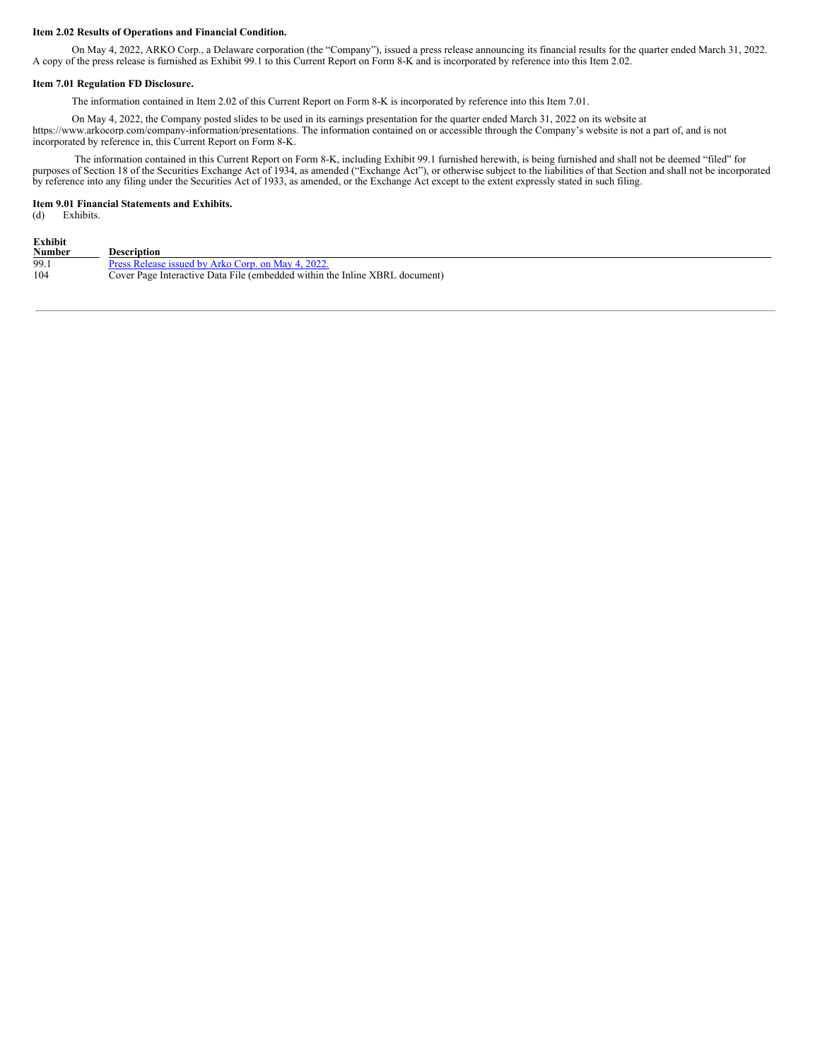**Item 2.02 Results of Operations and Financial Condition.**

On May 4, 2022, ARKO Corp., a Delaware corporation (the "Company"), issued a press release announcing its financial results for the quarter ended March 31, 2022. A copy of the press release is furnished as Exhibit 99.1 to this Current Report on Form 8-K and is incorporated by reference into this Item 2.02.

**Item 7.01 Regulation FD Disclosure.**

The information contained in Item 2.02 of this Current Report on Form 8-K is incorporated by reference into this Item 7.01.

On May 4, 2022, the Company posted slides to be used in its earnings presentation for the quarter ended March 31, 2022 on its website at https://www.arkocorp.com/company-information/presentations. The information contained on or accessible through the Company's website is not a part of, and is not incorporated by reference in, this Current Report on Form 8-K.

The information contained in this Current Report on Form 8-K, including Exhibit 99.1 furnished herewith, is being furnished and shall not be deemed "filed" for purposes of Section 18 of the Securities Exchange Act of 1934, as amended ("Exchange Act"), or otherwise subject to the liabilities of that Section and shall not be incorporated by reference into any filing under the Securities Act of 1933, as amended, or the Exchange Act except to the extent expressly stated in such filing.

**Item 9.01 Financial Statements and Exhibits.**

(d) Exhibits.

| Exhibit Number | Description |
|---|---|
| 99.1 | Press Release issued by Arko Corp. on May 4, 2022. |
| 104 | Cover Page Interactive Data File (embedded within the Inline XBRL document) |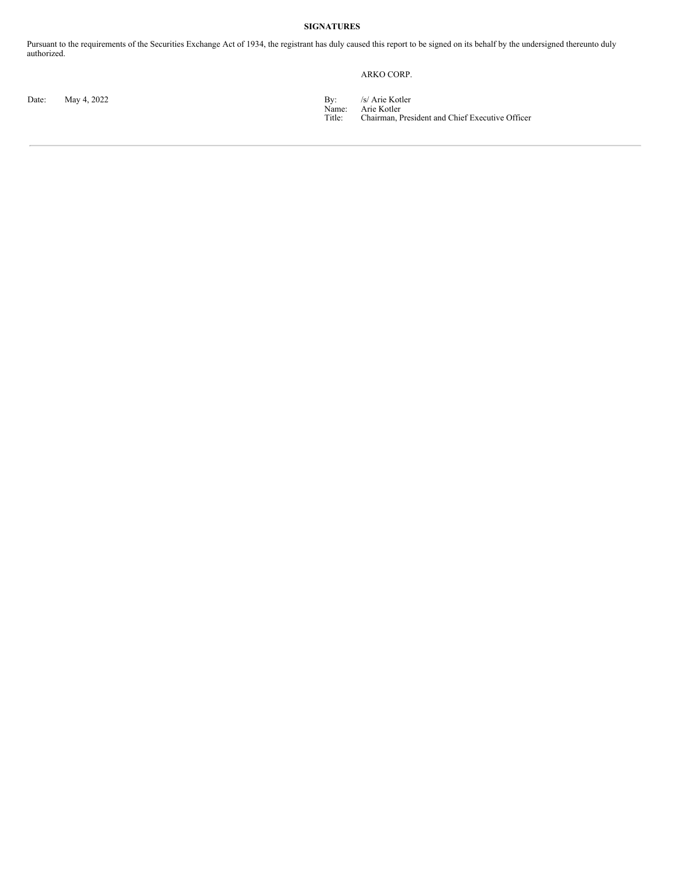**SIGNATURES**

Pursuant to the requirements of the Securities Exchange Act of 1934, the registrant has duly caused this report to be signed on its behalf by the undersigned thereunto duly authorized.

ARKO CORP.

| | | | |
|---|---|---|---|
| Date: | May 4, 2022 | By: | /s/ Arie Kotler |
| | | Name: | Arie Kotler |
| | | Title: | Chairman, President and Chief Executive Officer |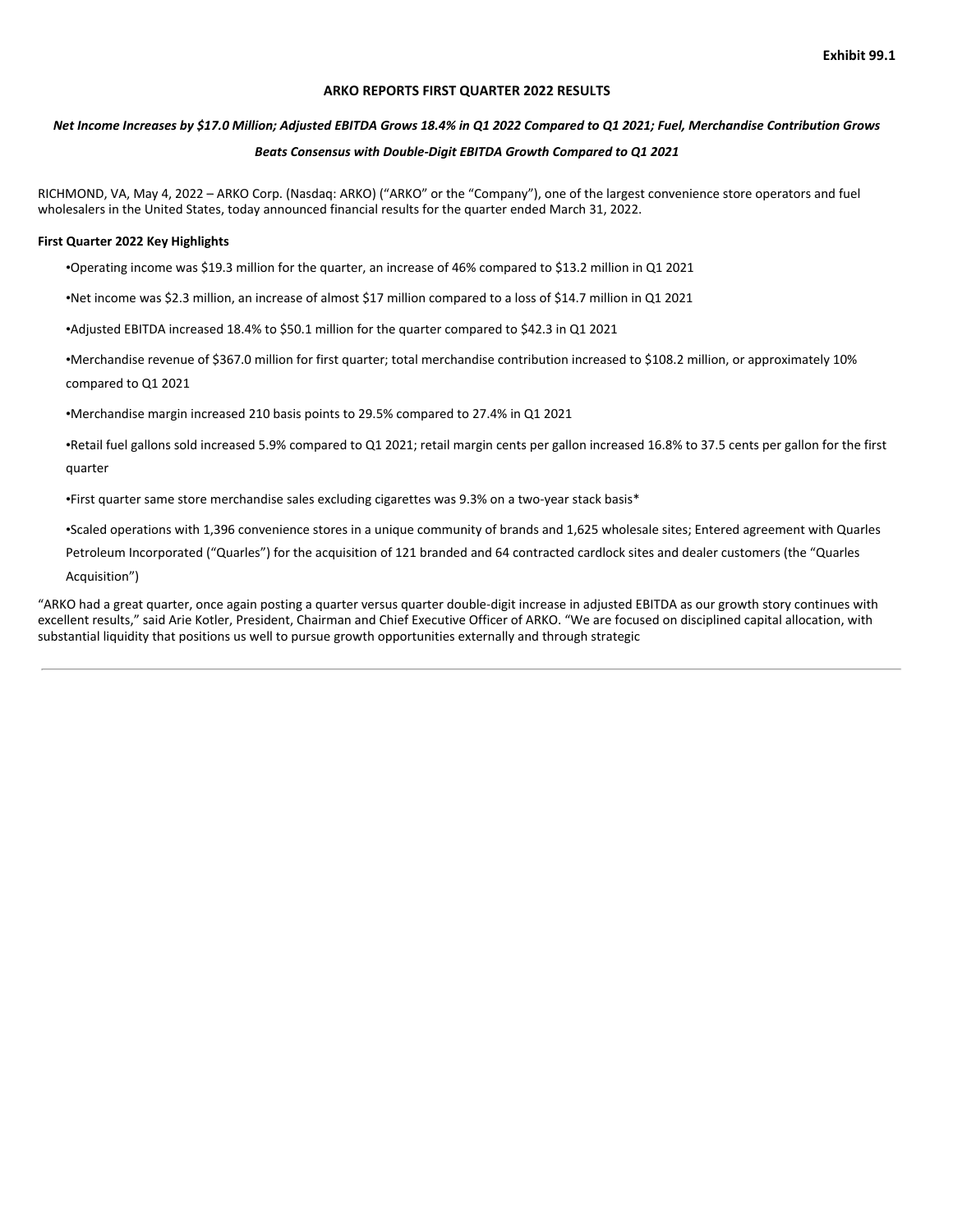Exhibit 99.1

**ARKO REPORTS FIRST QUARTER 2022 RESULTS**

***Net Income Increases by $17.0 Million; Adjusted EBITDA Grows 18.4% in Q1 2022 Compared to Q1 2021; Fuel, Merchandise Contribution Grows***

***Beats Consensus with Double-Digit EBITDA Growth Compared to Q1 2021***

RICHMOND, VA, May 4, 2022 – ARKO Corp. (Nasdaq: ARKO) ("ARKO" or the "Company"), one of the largest convenience store operators and fuel wholesalers in the United States, today announced financial results for the quarter ended March 31, 2022.

**First Quarter 2022 Key Highlights**

- Operating income was $19.3 million for the quarter, an increase of 46% compared to $13.2 million in Q1 2021
- Net income was $2.3 million, an increase of almost $17 million compared to a loss of $14.7 million in Q1 2021
- Adjusted EBITDA increased 18.4% to $50.1 million for the quarter compared to $42.3 in Q1 2021
- Merchandise revenue of $367.0 million for first quarter; total merchandise contribution increased to $108.2 million, or approximately 10% compared to Q1 2021
- Merchandise margin increased 210 basis points to 29.5% compared to 27.4% in Q1 2021
- Retail fuel gallons sold increased 5.9% compared to Q1 2021; retail margin cents per gallon increased 16.8% to 37.5 cents per gallon for the first quarter
- First quarter same store merchandise sales excluding cigarettes was 9.3% on a two-year stack basis*
- Scaled operations with 1,396 convenience stores in a unique community of brands and 1,625 wholesale sites; Entered agreement with Quarles Petroleum Incorporated ("Quarles") for the acquisition of 121 branded and 64 contracted cardlock sites and dealer customers (the "Quarles Acquisition")

"ARKO had a great quarter, once again posting a quarter versus quarter double-digit increase in adjusted EBITDA as our growth story continues with excellent results," said Arie Kotler, President, Chairman and Chief Executive Officer of ARKO. "We are focused on disciplined capital allocation, with substantial liquidity that positions us well to pursue growth opportunities externally and through strategic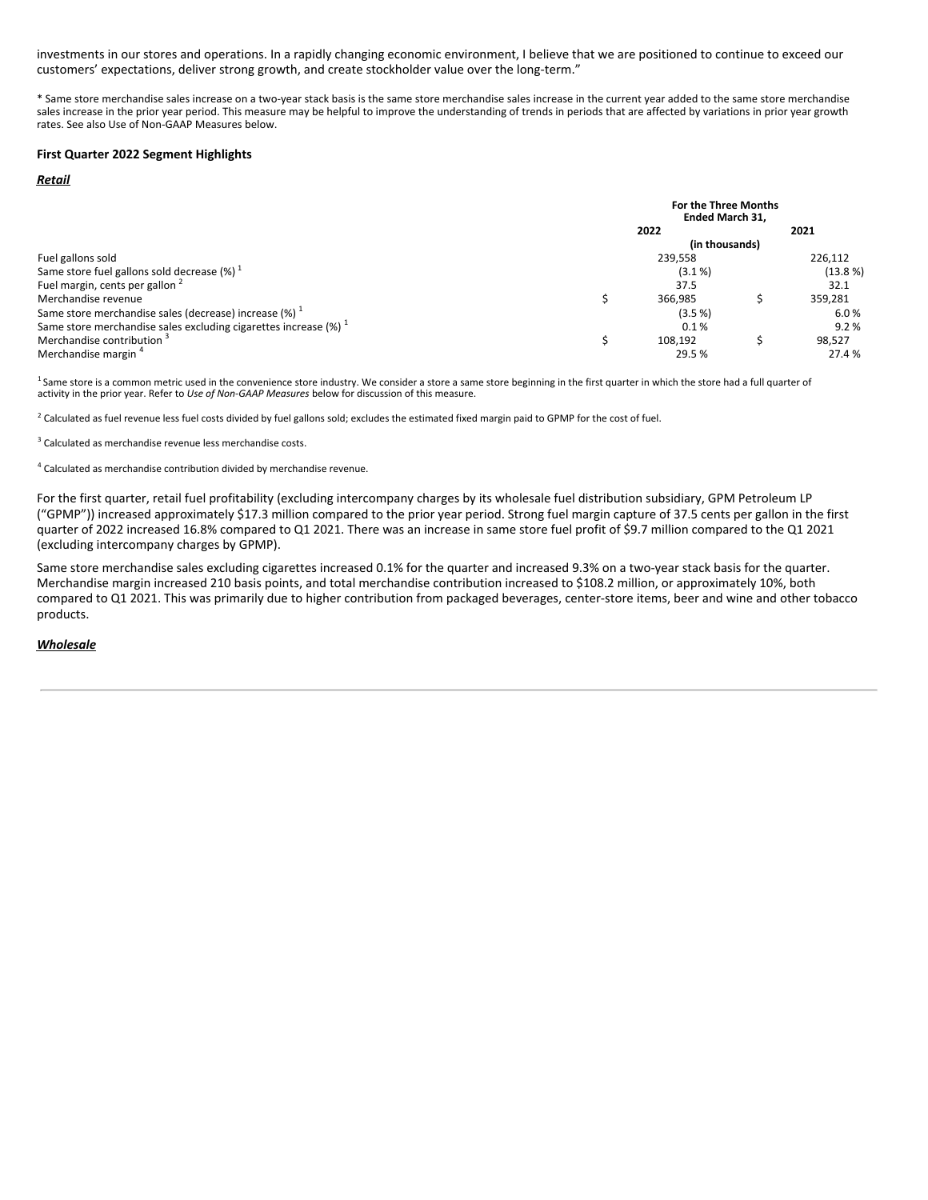investments in our stores and operations. In a rapidly changing economic environment, I believe that we are positioned to continue to exceed our customers' expectations, deliver strong growth, and create stockholder value over the long-term."

* Same store merchandise sales increase on a two-year stack basis is the same store merchandise sales increase in the current year added to the same store merchandise sales increase in the prior year period. This measure may be helpful to improve the understanding of trends in periods that are affected by variations in prior year growth rates. See also Use of Non-GAAP Measures below.

**First Quarter 2022 Segment Highlights**

***Retail***

| | For the Three Months Ended March 31, | |
|---|---|---|
| | 2022 | 2021 |
| | (in thousands) | |
| Fuel gallons sold | 239,558 | 226,112 |
| Same store fuel gallons sold decrease (%) [1] | (3.1 %) | (13.8 %) |
| Fuel margin, cents per gallon [2] | 37.5 | 32.1 |
| Merchandise revenue | $ 366,985 | $ 359,281 |
| Same store merchandise sales (decrease) increase (%) [1] | (3.5 %) | 6.0 % |
| Same store merchandise sales excluding cigarettes increase (%) [1] | 0.1 % | 9.2 % |
| Merchandise contribution [3] | $ 108,192 | $ 98,527 |
| Merchandise margin [4] | 29.5 % | 27.4 % |

[1] Same store is a common metric used in the convenience store industry. We consider a store a same store beginning in the first quarter in which the store had a full quarter of activity in the prior year. Refer to *Use of Non-GAAP Measures* below for discussion of this measure.

[2] Calculated as fuel revenue less fuel costs divided by fuel gallons sold; excludes the estimated fixed margin paid to GPMP for the cost of fuel.

[3] Calculated as merchandise revenue less merchandise costs.

[4] Calculated as merchandise contribution divided by merchandise revenue.

For the first quarter, retail fuel profitability (excluding intercompany charges by its wholesale fuel distribution subsidiary, GPM Petroleum LP ("GPMP")) increased approximately $17.3 million compared to the prior year period. Strong fuel margin capture of 37.5 cents per gallon in the first quarter of 2022 increased 16.8% compared to Q1 2021. There was an increase in same store fuel profit of $9.7 million compared to the Q1 2021 (excluding intercompany charges by GPMP).

Same store merchandise sales excluding cigarettes increased 0.1% for the quarter and increased 9.3% on a two-year stack basis for the quarter. Merchandise margin increased 210 basis points, and total merchandise contribution increased to $108.2 million, or approximately 10%, both compared to Q1 2021. This was primarily due to higher contribution from packaged beverages, center-store items, beer and wine and other tobacco products.

***Wholesale***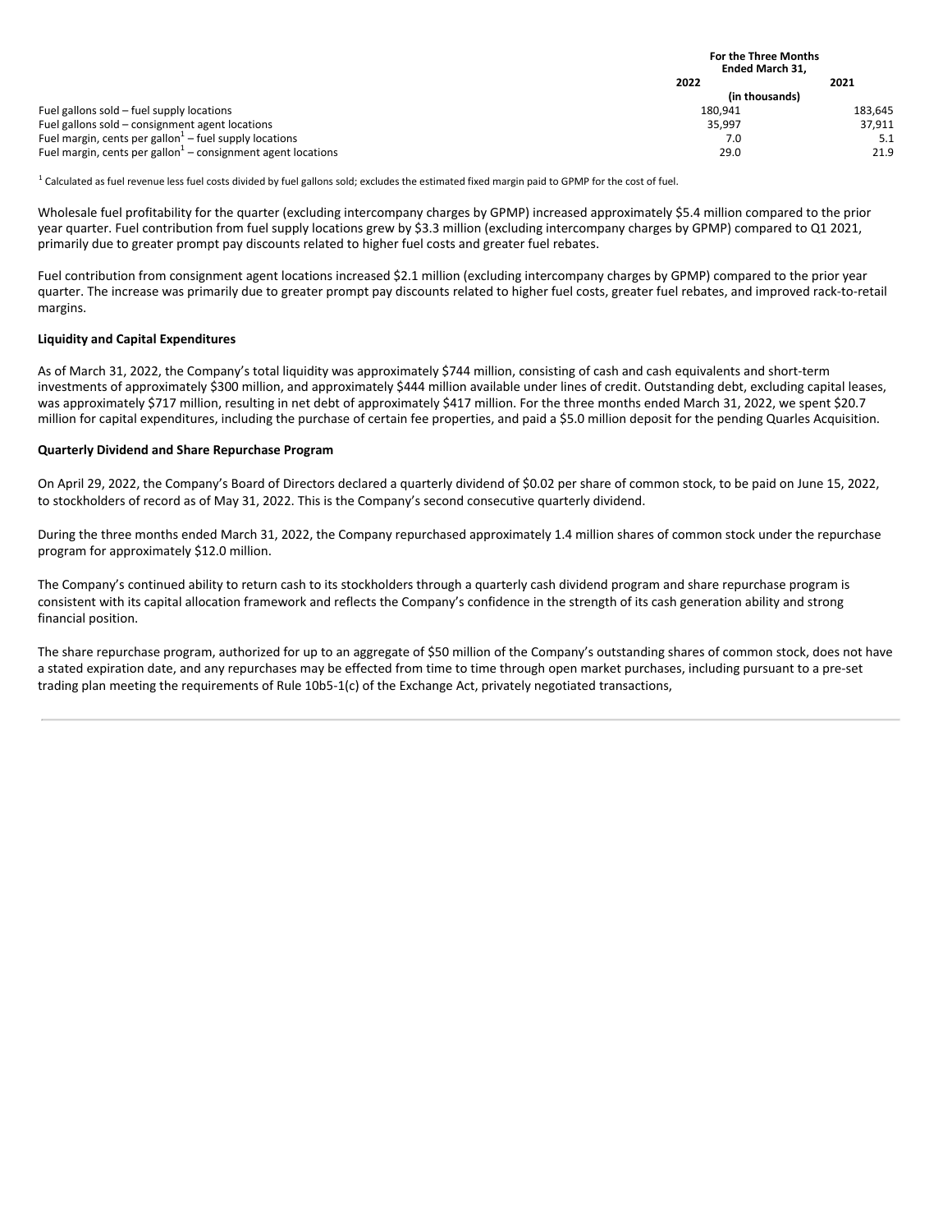| | For the Three Months Ended March 31, | |
|---|---|---|
| | 2022 | 2021 |
| | (in thousands) | |
| Fuel gallons sold – fuel supply locations | 180,941 | 183,645 |
| Fuel gallons sold – consignment agent locations | 35,997 | 37,911 |
| Fuel margin, cents per gallon[1] – fuel supply locations | 7.0 | 5.1 |
| Fuel margin, cents per gallon[1] – consignment agent locations | 29.0 | 21.9 |

[1] Calculated as fuel revenue less fuel costs divided by fuel gallons sold; excludes the estimated fixed margin paid to GPMP for the cost of fuel.

Wholesale fuel profitability for the quarter (excluding intercompany charges by GPMP) increased approximately $5.4 million compared to the prior year quarter. Fuel contribution from fuel supply locations grew by $3.3 million (excluding intercompany charges by GPMP) compared to Q1 2021, primarily due to greater prompt pay discounts related to higher fuel costs and greater fuel rebates.

Fuel contribution from consignment agent locations increased $2.1 million (excluding intercompany charges by GPMP) compared to the prior year quarter. The increase was primarily due to greater prompt pay discounts related to higher fuel costs, greater fuel rebates, and improved rack-to-retail margins.

**Liquidity and Capital Expenditures**

As of March 31, 2022, the Company's total liquidity was approximately $744 million, consisting of cash and cash equivalents and short-term investments of approximately $300 million, and approximately $444 million available under lines of credit. Outstanding debt, excluding capital leases, was approximately $717 million, resulting in net debt of approximately $417 million. For the three months ended March 31, 2022, we spent $20.7 million for capital expenditures, including the purchase of certain fee properties, and paid a $5.0 million deposit for the pending Quarles Acquisition.

**Quarterly Dividend and Share Repurchase Program**

On April 29, 2022, the Company's Board of Directors declared a quarterly dividend of $0.02 per share of common stock, to be paid on June 15, 2022, to stockholders of record as of May 31, 2022. This is the Company's second consecutive quarterly dividend.

During the three months ended March 31, 2022, the Company repurchased approximately 1.4 million shares of common stock under the repurchase program for approximately $12.0 million.

The Company's continued ability to return cash to its stockholders through a quarterly cash dividend program and share repurchase program is consistent with its capital allocation framework and reflects the Company's confidence in the strength of its cash generation ability and strong financial position.

The share repurchase program, authorized for up to an aggregate of $50 million of the Company's outstanding shares of common stock, does not have a stated expiration date, and any repurchases may be effected from time to time through open market purchases, including pursuant to a pre-set trading plan meeting the requirements of Rule 10b5-1(c) of the Exchange Act, privately negotiated transactions,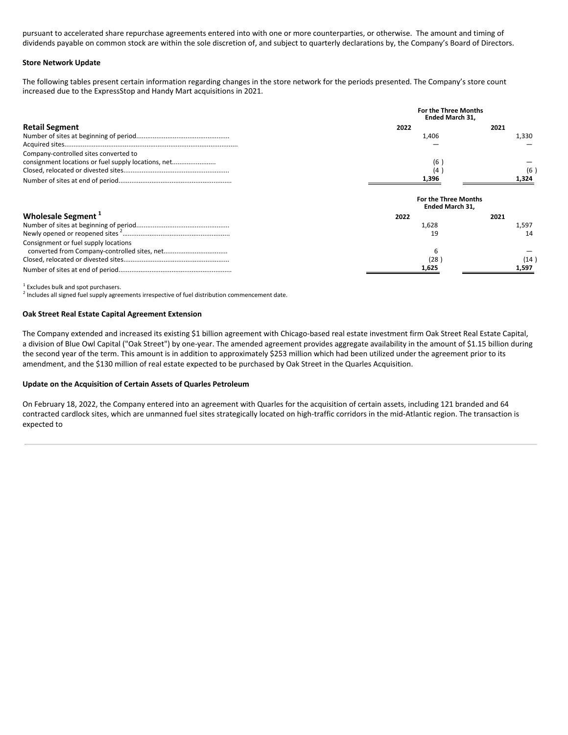pursuant to accelerated share repurchase agreements entered into with one or more counterparties, or otherwise. The amount and timing of dividends payable on common stock are within the sole discretion of, and subject to quarterly declarations by, the Company's Board of Directors.

**Store Network Update**

The following tables present certain information regarding changes in the store network for the periods presented. The Company's store count increased due to the ExpressStop and Handy Mart acquisitions in 2021.

| | For the Three Months Ended March 31, | |
|---|---|---|
| **Retail Segment** | **2022** | **2021** |
| Number of sites at beginning of period | 1,406 | 1,330 |
| Acquired sites | — | — |
| Company-controlled sites converted to consignment locations or fuel supply locations, net | (6 ) | — |
| Closed, relocated or divested sites | (4 ) | (6 ) |
| Number of sites at end of period | **1,396** | **1,324** |

| | For the Three Months Ended March 31, | |
|---|---|---|
| **Wholesale Segment** [1] | **2022** | **2021** |
| Number of sites at beginning of period | 1,628 | 1,597 |
| Newly opened or reopened sites [2] | 19 | 14 |
| Consignment or fuel supply locations converted from Company-controlled sites, net | 6 | — |
| Closed, relocated or divested sites | (28 ) | (14 ) |
| Number of sites at end of period | **1,625** | **1,597** |

[1] Excludes bulk and spot purchasers.
[2] Includes all signed fuel supply agreements irrespective of fuel distribution commencement date.

**Oak Street Real Estate Capital Agreement Extension**

The Company extended and increased its existing $1 billion agreement with Chicago-based real estate investment firm Oak Street Real Estate Capital, a division of Blue Owl Capital ("Oak Street") by one-year. The amended agreement provides aggregate availability in the amount of $1.15 billion during the second year of the term. This amount is in addition to approximately $253 million which had been utilized under the agreement prior to its amendment, and the $130 million of real estate expected to be purchased by Oak Street in the Quarles Acquisition.

**Update on the Acquisition of Certain Assets of Quarles Petroleum**

On February 18, 2022, the Company entered into an agreement with Quarles for the acquisition of certain assets, including 121 branded and 64 contracted cardlock sites, which are unmanned fuel sites strategically located on high-traffic corridors in the mid-Atlantic region. The transaction is expected to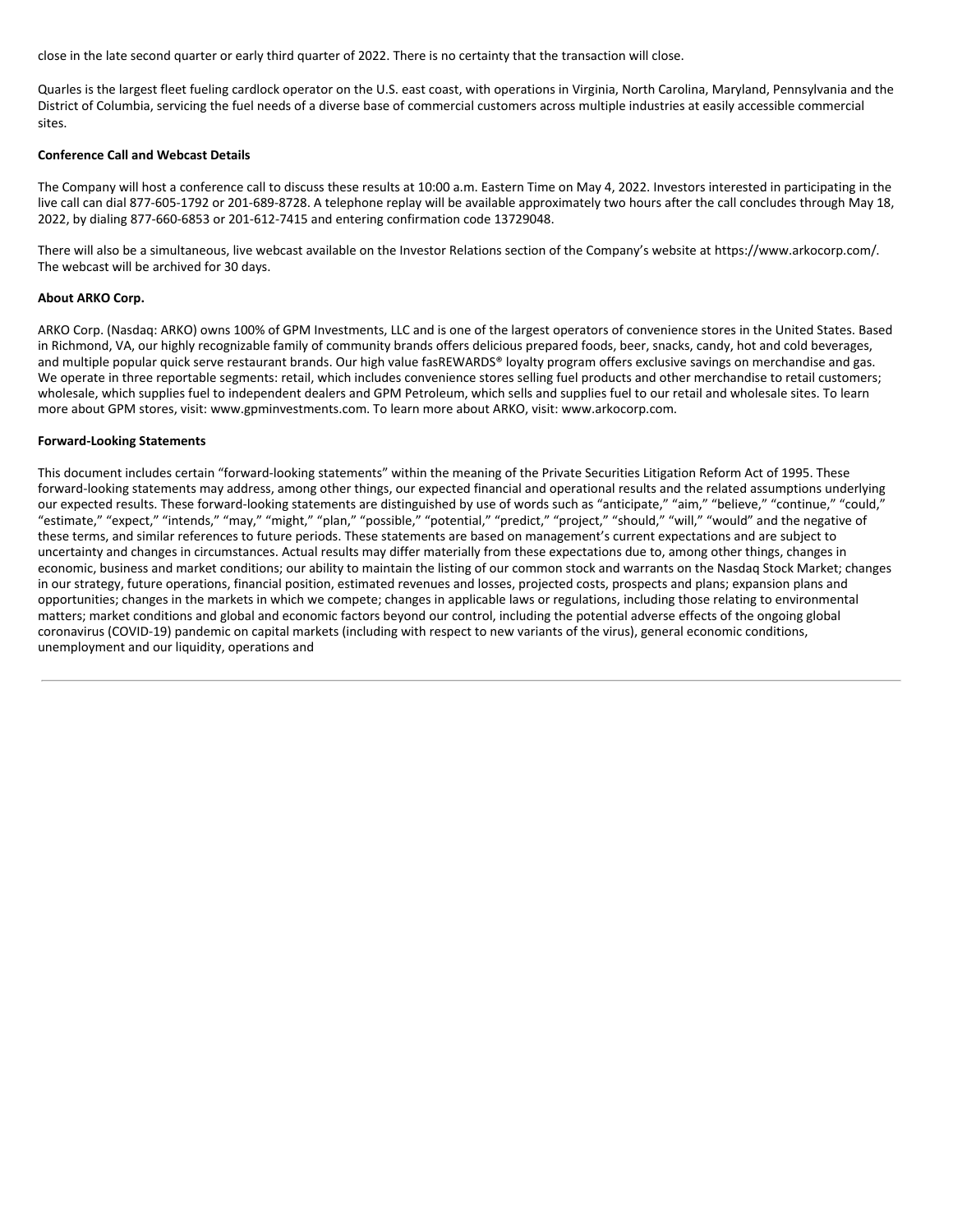close in the late second quarter or early third quarter of 2022. There is no certainty that the transaction will close.

Quarles is the largest fleet fueling cardlock operator on the U.S. east coast, with operations in Virginia, North Carolina, Maryland, Pennsylvania and the District of Columbia, servicing the fuel needs of a diverse base of commercial customers across multiple industries at easily accessible commercial sites.

**Conference Call and Webcast Details**

The Company will host a conference call to discuss these results at 10:00 a.m. Eastern Time on May 4, 2022. Investors interested in participating in the live call can dial 877-605-1792 or 201-689-8728. A telephone replay will be available approximately two hours after the call concludes through May 18, 2022, by dialing 877-660-6853 or 201-612-7415 and entering confirmation code 13729048.

There will also be a simultaneous, live webcast available on the Investor Relations section of the Company's website at https://www.arkocorp.com/. The webcast will be archived for 30 days.

**About ARKO Corp.**

ARKO Corp. (Nasdaq: ARKO) owns 100% of GPM Investments, LLC and is one of the largest operators of convenience stores in the United States. Based in Richmond, VA, our highly recognizable family of community brands offers delicious prepared foods, beer, snacks, candy, hot and cold beverages, and multiple popular quick serve restaurant brands. Our high value fasREWARDS® loyalty program offers exclusive savings on merchandise and gas. We operate in three reportable segments: retail, which includes convenience stores selling fuel products and other merchandise to retail customers; wholesale, which supplies fuel to independent dealers and GPM Petroleum, which sells and supplies fuel to our retail and wholesale sites. To learn more about GPM stores, visit: www.gpminvestments.com. To learn more about ARKO, visit: www.arkocorp.com.

**Forward-Looking Statements**

This document includes certain "forward-looking statements" within the meaning of the Private Securities Litigation Reform Act of 1995. These forward-looking statements may address, among other things, our expected financial and operational results and the related assumptions underlying our expected results. These forward-looking statements are distinguished by use of words such as "anticipate," "aim," "believe," "continue," "could," "estimate," "expect," "intends," "may," "might," "plan," "possible," "potential," "predict," "project," "should," "will," "would" and the negative of these terms, and similar references to future periods. These statements are based on management's current expectations and are subject to uncertainty and changes in circumstances. Actual results may differ materially from these expectations due to, among other things, changes in economic, business and market conditions; our ability to maintain the listing of our common stock and warrants on the Nasdaq Stock Market; changes in our strategy, future operations, financial position, estimated revenues and losses, projected costs, prospects and plans; expansion plans and opportunities; changes in the markets in which we compete; changes in applicable laws or regulations, including those relating to environmental matters; market conditions and global and economic factors beyond our control, including the potential adverse effects of the ongoing global coronavirus (COVID-19) pandemic on capital markets (including with respect to new variants of the virus), general economic conditions, unemployment and our liquidity, operations and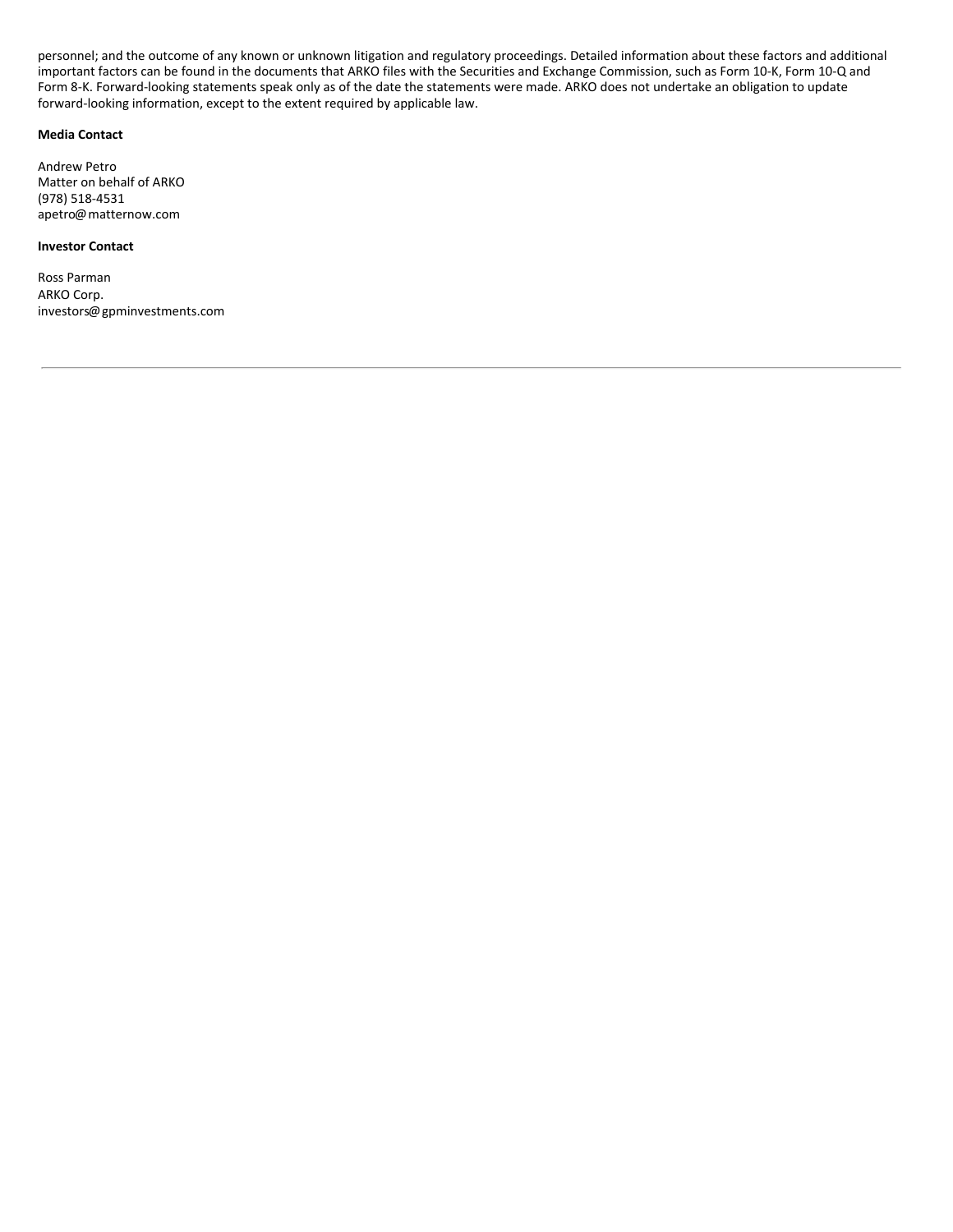personnel; and the outcome of any known or unknown litigation and regulatory proceedings. Detailed information about these factors and additional important factors can be found in the documents that ARKO files with the Securities and Exchange Commission, such as Form 10-K, Form 10-Q and Form 8-K. Forward-looking statements speak only as of the date the statements were made. ARKO does not undertake an obligation to update forward-looking information, except to the extent required by applicable law.

**Media Contact**

Andrew Petro
Matter on behalf of ARKO
(978) 518-4531
apetro@matternow.com

**Investor Contact**

Ross Parman
ARKO Corp.
investors@gpminvestments.com

---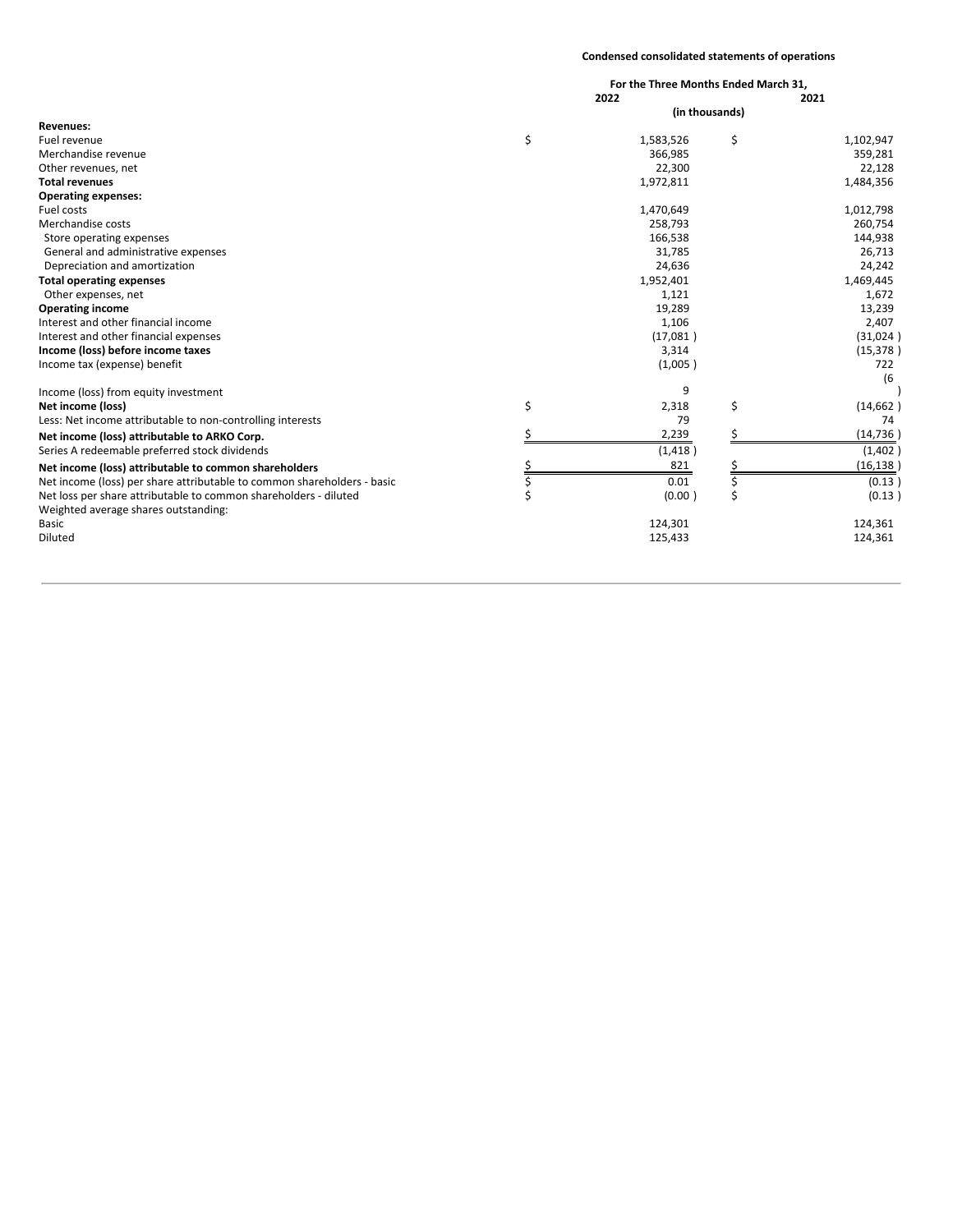## Condensed consolidated statements of operations

| | For the Three Months Ended March 31, 2022 | 2021 |
|---|---|---|
| | (in thousands) | |
| **Revenues:** | | |
| Fuel revenue | $ 1,583,526 | $ 1,102,947 |
| Merchandise revenue | 366,985 | 359,281 |
| Other revenues, net | 22,300 | 22,128 |
| **Total revenues** | 1,972,811 | 1,484,356 |
| **Operating expenses:** | | |
| Fuel costs | 1,470,649 | 1,012,798 |
| Merchandise costs | 258,793 | 260,754 |
| Store operating expenses | 166,538 | 144,938 |
| General and administrative expenses | 31,785 | 26,713 |
| Depreciation and amortization | 24,636 | 24,242 |
| **Total operating expenses** | 1,952,401 | 1,469,445 |
| Other expenses, net | 1,121 | 1,672 |
| **Operating income** | 19,289 | 13,239 |
| Interest and other financial income | 1,106 | 2,407 |
| Interest and other financial expenses | (17,081 ) | (31,024 ) |
| **Income (loss) before income taxes** | 3,314 | (15,378 ) |
| Income tax (expense) benefit | (1,005 ) | 722 |
| Income (loss) from equity investment | 9 | (6 ) |
| **Net income (loss)** | $ 2,318 | $ (14,662 ) |
| Less: Net income attributable to non-controlling interests | 79 | 74 |
| **Net income (loss) attributable to ARKO Corp.** | $ 2,239 | $ (14,736 ) |
| Series A redeemable preferred stock dividends | (1,418 ) | (1,402 ) |
| **Net income (loss) attributable to common shareholders** | $ 821 | $ (16,138 ) |
| Net income (loss) per share attributable to common shareholders - basic | $ 0.01 | $ (0.13 ) |
| Net loss per share attributable to common shareholders - diluted | $ (0.00 ) | $ (0.13 ) |
| Weighted average shares outstanding: | | |
| Basic | 124,301 | 124,361 |
| Diluted | 125,433 | 124,361 |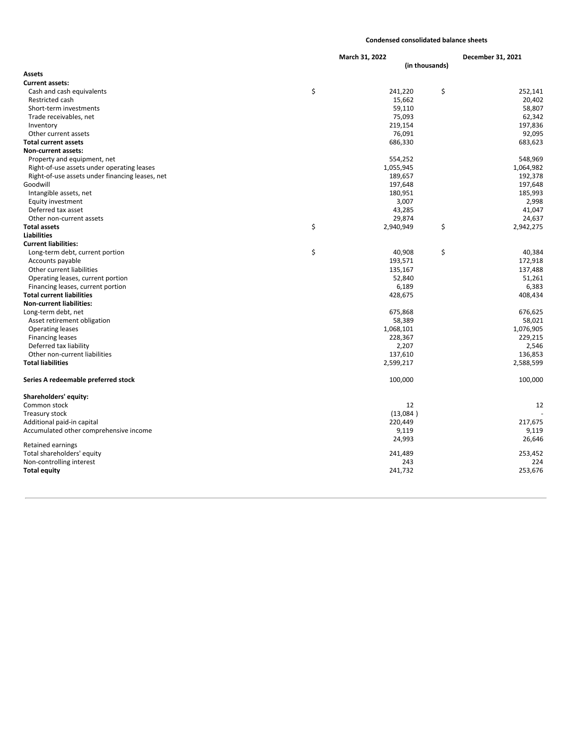## Condensed consolidated balance sheets

| | March 31, 2022 | December 31, 2021 |
|---|---|---|
| | (in thousands) | |
| **Assets** | | |
| **Current assets:** | | |
| Cash and cash equivalents | $ 241,220 | $ 252,141 |
| Restricted cash | 15,662 | 20,402 |
| Short-term investments | 59,110 | 58,807 |
| Trade receivables, net | 75,093 | 62,342 |
| Inventory | 219,154 | 197,836 |
| Other current assets | 76,091 | 92,095 |
| **Total current assets** | 686,330 | 683,623 |
| **Non-current assets:** | | |
| Property and equipment, net | 554,252 | 548,969 |
| Right-of-use assets under operating leases | 1,055,945 | 1,064,982 |
| Right-of-use assets under financing leases, net | 189,657 | 192,378 |
| Goodwill | 197,648 | 197,648 |
| Intangible assets, net | 180,951 | 185,993 |
| Equity investment | 3,007 | 2,998 |
| Deferred tax asset | 43,285 | 41,047 |
| Other non-current assets | 29,874 | 24,637 |
| **Total assets** | $ 2,940,949 | $ 2,942,275 |
| **Liabilities** | | |
| **Current liabilities:** | | |
| Long-term debt, current portion | $ 40,908 | $ 40,384 |
| Accounts payable | 193,571 | 172,918 |
| Other current liabilities | 135,167 | 137,488 |
| Operating leases, current portion | 52,840 | 51,261 |
| Financing leases, current portion | 6,189 | 6,383 |
| **Total current liabilities** | 428,675 | 408,434 |
| **Non-current liabilities:** | | |
| Long-term debt, net | 675,868 | 676,625 |
| Asset retirement obligation | 58,389 | 58,021 |
| Operating leases | 1,068,101 | 1,076,905 |
| Financing leases | 228,367 | 229,215 |
| Deferred tax liability | 2,207 | 2,546 |
| Other non-current liabilities | 137,610 | 136,853 |
| **Total liabilities** | 2,599,217 | 2,588,599 |
| **Series A redeemable preferred stock** | 100,000 | 100,000 |
| **Shareholders' equity:** | | |
| Common stock | 12 | 12 |
| Treasury stock | (13,084 ) | - |
| Additional paid-in capital | 220,449 | 217,675 |
| Accumulated other comprehensive income | 9,119 | 9,119 |
| Retained earnings | 24,993 | 26,646 |
| Total shareholders' equity | 241,489 | 253,452 |
| Non-controlling interest | 243 | 224 |
| **Total equity** | 241,732 | 253,676 |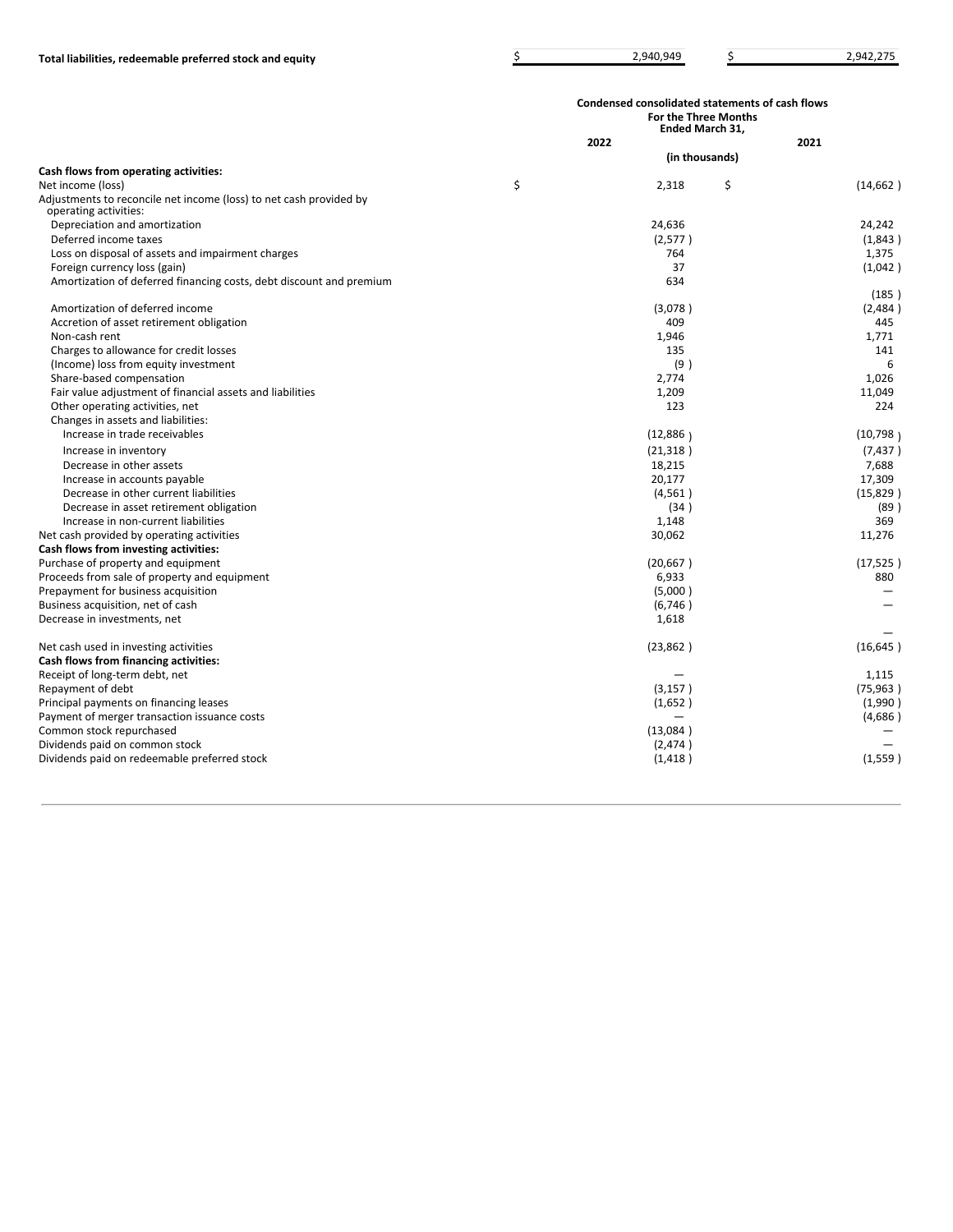| | | |
|---|---|---|
| **Total liabilities, redeemable preferred stock and equity** | $ 2,940,949 | $ 2,942,275 |

**Condensed consolidated statements of cash flows**

| | For the Three Months Ended March 31, | |
|---|---|---|
| | 2022 | 2021 |
| | (in thousands) | |
| **Cash flows from operating activities:** | | |
| Net income (loss) | $ 2,318 | $ (14,662) |
| Adjustments to reconcile net income (loss) to net cash provided by operating activities: | | |
| Depreciation and amortization | 24,636 | 24,242 |
| Deferred income taxes | (2,577) | (1,843) |
| Loss on disposal of assets and impairment charges | 764 | 1,375 |
| Foreign currency loss (gain) | 37 | (1,042) |
| Amortization of deferred financing costs, debt discount and premium | 634 | (185) |
| Amortization of deferred income | (3,078) | (2,484) |
| Accretion of asset retirement obligation | 409 | 445 |
| Non-cash rent | 1,946 | 1,771 |
| Charges to allowance for credit losses | 135 | 141 |
| (Income) loss from equity investment | (9) | 6 |
| Share-based compensation | 2,774 | 1,026 |
| Fair value adjustment of financial assets and liabilities | 1,209 | 11,049 |
| Other operating activities, net | 123 | 224 |
| Changes in assets and liabilities: | | |
| Increase in trade receivables | (12,886) | (10,798) |
| Increase in inventory | (21,318) | (7,437) |
| Decrease in other assets | 18,215 | 7,688 |
| Increase in accounts payable | 20,177 | 17,309 |
| Decrease in other current liabilities | (4,561) | (15,829) |
| Decrease in asset retirement obligation | (34) | (89) |
| Increase in non-current liabilities | 1,148 | 369 |
| Net cash provided by operating activities | 30,062 | 11,276 |
| **Cash flows from investing activities:** | | |
| Purchase of property and equipment | (20,667) | (17,525) |
| Proceeds from sale of property and equipment | 6,933 | 880 |
| Prepayment for business acquisition | (5,000) | — |
| Business acquisition, net of cash | (6,746) | — |
| Decrease in investments, net | 1,618 | — |
| Net cash used in investing activities | (23,862) | (16,645) |
| **Cash flows from financing activities:** | | |
| Receipt of long-term debt, net | — | 1,115 |
| Repayment of debt | (3,157) | (75,963) |
| Principal payments on financing leases | (1,652) | (1,990) |
| Payment of merger transaction issuance costs | — | (4,686) |
| Common stock repurchased | (13,084) | — |
| Dividends paid on common stock | (2,474) | — |
| Dividends paid on redeemable preferred stock | (1,418) | (1,559) |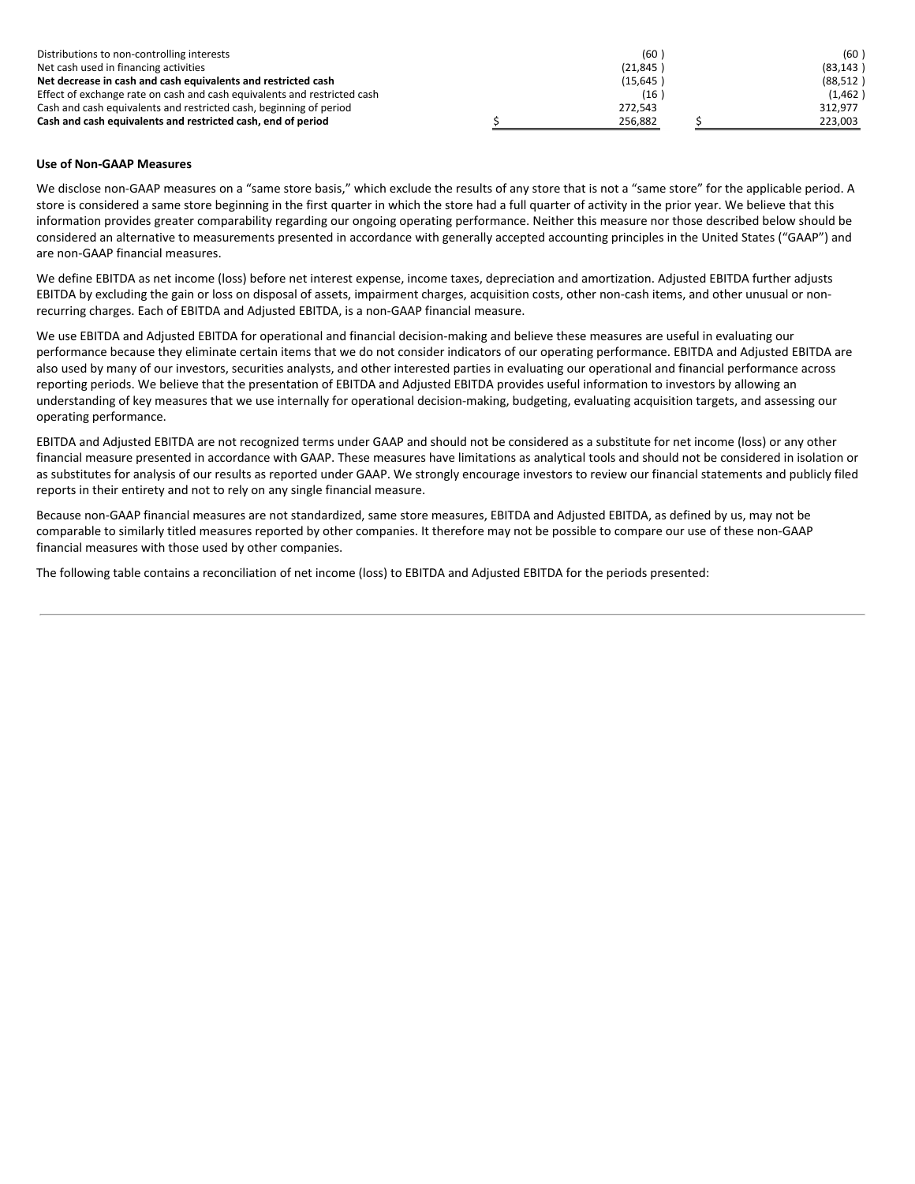| | | |
|---|---|---|
| Distributions to non-controlling interests | (60 ) | (60 ) |
| Net cash used in financing activities | (21,845 ) | (83,143 ) |
| **Net decrease in cash and cash equivalents and restricted cash** | (15,645 ) | (88,512 ) |
| Effect of exchange rate on cash and cash equivalents and restricted cash | (16 ) | (1,462 ) |
| Cash and cash equivalents and restricted cash, beginning of period | 272,543 | 312,977 |
| **Cash and cash equivalents and restricted cash, end of period** | $ 256,882 | $ 223,003 |

**Use of Non-GAAP Measures**

We disclose non-GAAP measures on a "same store basis," which exclude the results of any store that is not a "same store" for the applicable period. A store is considered a same store beginning in the first quarter in which the store had a full quarter of activity in the prior year. We believe that this information provides greater comparability regarding our ongoing operating performance. Neither this measure nor those described below should be considered an alternative to measurements presented in accordance with generally accepted accounting principles in the United States ("GAAP") and are non-GAAP financial measures.

We define EBITDA as net income (loss) before net interest expense, income taxes, depreciation and amortization. Adjusted EBITDA further adjusts EBITDA by excluding the gain or loss on disposal of assets, impairment charges, acquisition costs, other non-cash items, and other unusual or non-recurring charges. Each of EBITDA and Adjusted EBITDA, is a non-GAAP financial measure.

We use EBITDA and Adjusted EBITDA for operational and financial decision-making and believe these measures are useful in evaluating our performance because they eliminate certain items that we do not consider indicators of our operating performance. EBITDA and Adjusted EBITDA are also used by many of our investors, securities analysts, and other interested parties in evaluating our operational and financial performance across reporting periods. We believe that the presentation of EBITDA and Adjusted EBITDA provides useful information to investors by allowing an understanding of key measures that we use internally for operational decision-making, budgeting, evaluating acquisition targets, and assessing our operating performance.

EBITDA and Adjusted EBITDA are not recognized terms under GAAP and should not be considered as a substitute for net income (loss) or any other financial measure presented in accordance with GAAP. These measures have limitations as analytical tools and should not be considered in isolation or as substitutes for analysis of our results as reported under GAAP. We strongly encourage investors to review our financial statements and publicly filed reports in their entirety and not to rely on any single financial measure.

Because non-GAAP financial measures are not standardized, same store measures, EBITDA and Adjusted EBITDA, as defined by us, may not be comparable to similarly titled measures reported by other companies. It therefore may not be possible to compare our use of these non-GAAP financial measures with those used by other companies.

The following table contains a reconciliation of net income (loss) to EBITDA and Adjusted EBITDA for the periods presented: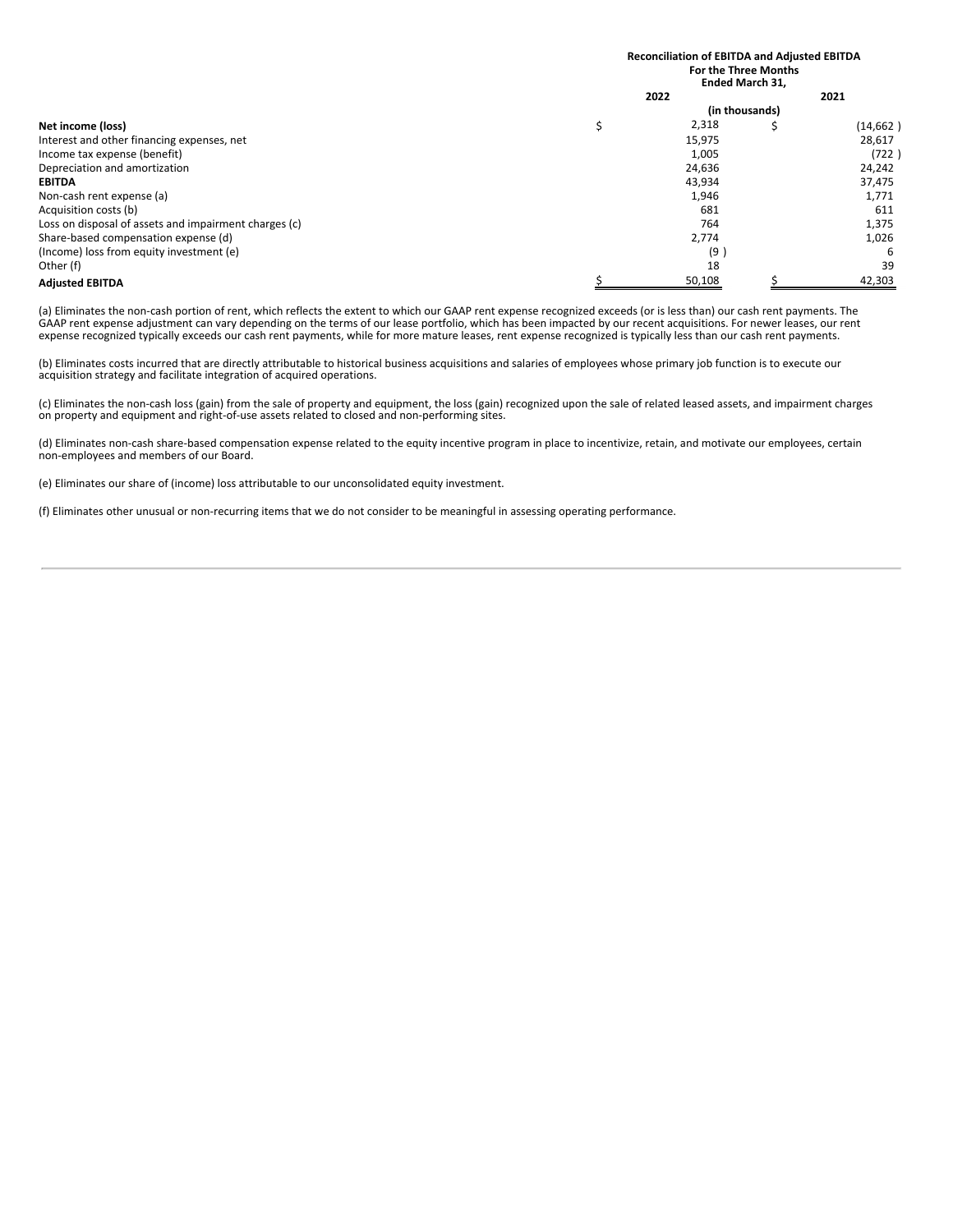| | Reconciliation of EBITDA and Adjusted EBITDA For the Three Months Ended March 31, | |
|---|---|---|
| | 2022 | 2021 |
| | (in thousands) | |
| **Net income (loss)** | $ 2,318 | $ (14,662 ) |
| Interest and other financing expenses, net | 15,975 | 28,617 |
| Income tax expense (benefit) | 1,005 | (722 ) |
| Depreciation and amortization | 24,636 | 24,242 |
| **EBITDA** | 43,934 | 37,475 |
| Non-cash rent expense (a) | 1,946 | 1,771 |
| Acquisition costs (b) | 681 | 611 |
| Loss on disposal of assets and impairment charges (c) | 764 | 1,375 |
| Share-based compensation expense (d) | 2,774 | 1,026 |
| (Income) loss from equity investment (e) | (9 ) | 6 |
| Other (f) | 18 | 39 |
| **Adjusted EBITDA** | $ 50,108 | $ 42,303 |

(a) Eliminates the non-cash portion of rent, which reflects the extent to which our GAAP rent expense recognized exceeds (or is less than) our cash rent payments. The GAAP rent expense adjustment can vary depending on the terms of our lease portfolio, which has been impacted by our recent acquisitions. For newer leases, our rent expense recognized typically exceeds our cash rent payments, while for more mature leases, rent expense recognized is typically less than our cash rent payments.

(b) Eliminates costs incurred that are directly attributable to historical business acquisitions and salaries of employees whose primary job function is to execute our acquisition strategy and facilitate integration of acquired operations.

(c) Eliminates the non-cash loss (gain) from the sale of property and equipment, the loss (gain) recognized upon the sale of related leased assets, and impairment charges on property and equipment and right-of-use assets related to closed and non-performing sites.

(d) Eliminates non-cash share-based compensation expense related to the equity incentive program in place to incentivize, retain, and motivate our employees, certain non-employees and members of our Board.

(e) Eliminates our share of (income) loss attributable to our unconsolidated equity investment.

(f) Eliminates other unusual or non-recurring items that we do not consider to be meaningful in assessing operating performance.